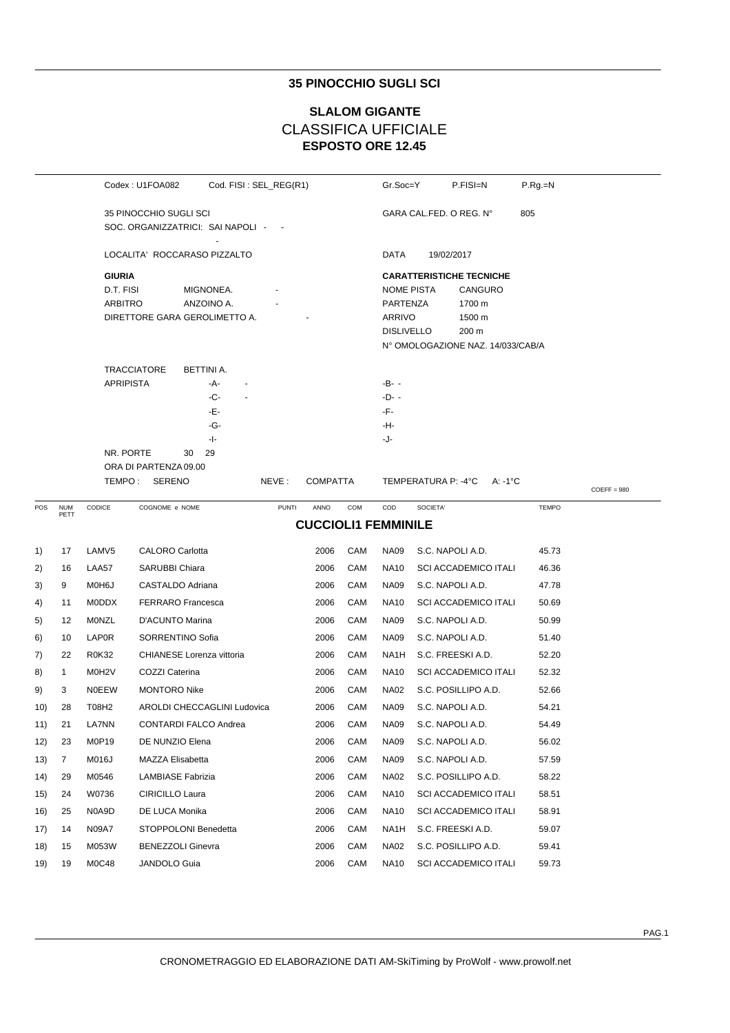# 35 PINOCCHIO SUGLI SCI

## SLALOM GIGANTE
## CLASSIFICA UFFICIALE
### ESPOSTO ORE 12.45

Codex : U1FOA082 Cod. FISI : SEL_REG(R1) Gr.Soc=Y P.FISI=N P.Rg.=N

35 PINOCCHIO SUGLI SCI
SOC. ORGANIZZATRICI: SAI NAPOLI - -
-

GARA CAL.FED. O REG. N° 805

LOCALITA' ROCCARASO PIZZALTO

DATA 19/02/2017

**GIURIA**
D.T. FISI MIGNONEA. -
ARBITRO ANZOINO A. -
DIRETTORE GARA GEROLIMETTO A. -

**CARATTERISTICHE TECNICHE**
NOME PISTA CANGURO
PARTENZA 1700 m
ARRIVO 1500 m
DISLIVELLO 200 m
N° OMOLOGAZIONE NAZ. 14/033/CAB/A

TRACCIATORE BETTINI A.
APRIPISTA -A- - -B- -
-C- - -D- -
-E- -F-
-G- -H-
-I- -J-

NR. PORTE 30 29
ORA DI PARTENZA 09.00
TEMPO : SERENO NEVE : COMPATTA TEMPERATURA P: -4°C A: -1°C

COEFF = 980

### CUCCIOLI1 FEMMINILE

| POS | NUM PETT | CODICE | COGNOME e NOME | PUNTI | ANNO | COM | COD | SOCIETA' | TEMPO |
|---|---|---|---|---|---|---|---|---|---|
| 1) | 17 | LAMV5 | CALORO Carlotta | | 2006 | CAM | NA09 | S.C. NAPOLI A.D. | 45.73 |
| 2) | 16 | LAA57 | SARUBBI Chiara | | 2006 | CAM | NA10 | SCI ACCADEMICO ITALI | 46.36 |
| 3) | 9 | M0H6J | CASTALDO Adriana | | 2006 | CAM | NA09 | S.C. NAPOLI A.D. | 47.78 |
| 4) | 11 | M0DDX | FERRARO Francesca | | 2006 | CAM | NA10 | SCI ACCADEMICO ITALI | 50.69 |
| 5) | 12 | M0NZL | D'ACUNTO Marina | | 2006 | CAM | NA09 | S.C. NAPOLI A.D. | 50.99 |
| 6) | 10 | LAP0R | SORRENTINO Sofia | | 2006 | CAM | NA09 | S.C. NAPOLI A.D. | 51.40 |
| 7) | 22 | R0K32 | CHIANESE Lorenza vittoria | | 2006 | CAM | NA1H | S.C. FREESKI A.D. | 52.20 |
| 8) | 1 | M0H2V | COZZI Caterina | | 2006 | CAM | NA10 | SCI ACCADEMICO ITALI | 52.32 |
| 9) | 3 | N0EEW | MONTORO Nike | | 2006 | CAM | NA02 | S.C. POSILLIPO A.D. | 52.66 |
| 10) | 28 | T08H2 | AROLDI CHECCAGLINI Ludovica | | 2006 | CAM | NA09 | S.C. NAPOLI A.D. | 54.21 |
| 11) | 21 | LA7NN | CONTARDI FALCO Andrea | | 2006 | CAM | NA09 | S.C. NAPOLI A.D. | 54.49 |
| 12) | 23 | M0P19 | DE NUNZIO Elena | | 2006 | CAM | NA09 | S.C. NAPOLI A.D. | 56.02 |
| 13) | 7 | M016J | MAZZA Elisabetta | | 2006 | CAM | NA09 | S.C. NAPOLI A.D. | 57.59 |
| 14) | 29 | M0546 | LAMBIASE Fabrizia | | 2006 | CAM | NA02 | S.C. POSILLIPO A.D. | 58.22 |
| 15) | 24 | W0736 | CIRICILLO Laura | | 2006 | CAM | NA10 | SCI ACCADEMICO ITALI | 58.51 |
| 16) | 25 | N0A9D | DE LUCA Monika | | 2006 | CAM | NA10 | SCI ACCADEMICO ITALI | 58.91 |
| 17) | 14 | N09A7 | STOPPOLONI Benedetta | | 2006 | CAM | NA1H | S.C. FREESKI A.D. | 59.07 |
| 18) | 15 | M053W | BENEZZOLI Ginevra | | 2006 | CAM | NA02 | S.C. POSILLIPO A.D. | 59.41 |
| 19) | 19 | M0C48 | JANDOLO Guia | | 2006 | CAM | NA10 | SCI ACCADEMICO ITALI | 59.73 |

CRONOMETRAGGIO ED ELABORAZIONE DATI AM-SkiTiming by ProWolf - www.prowolf.net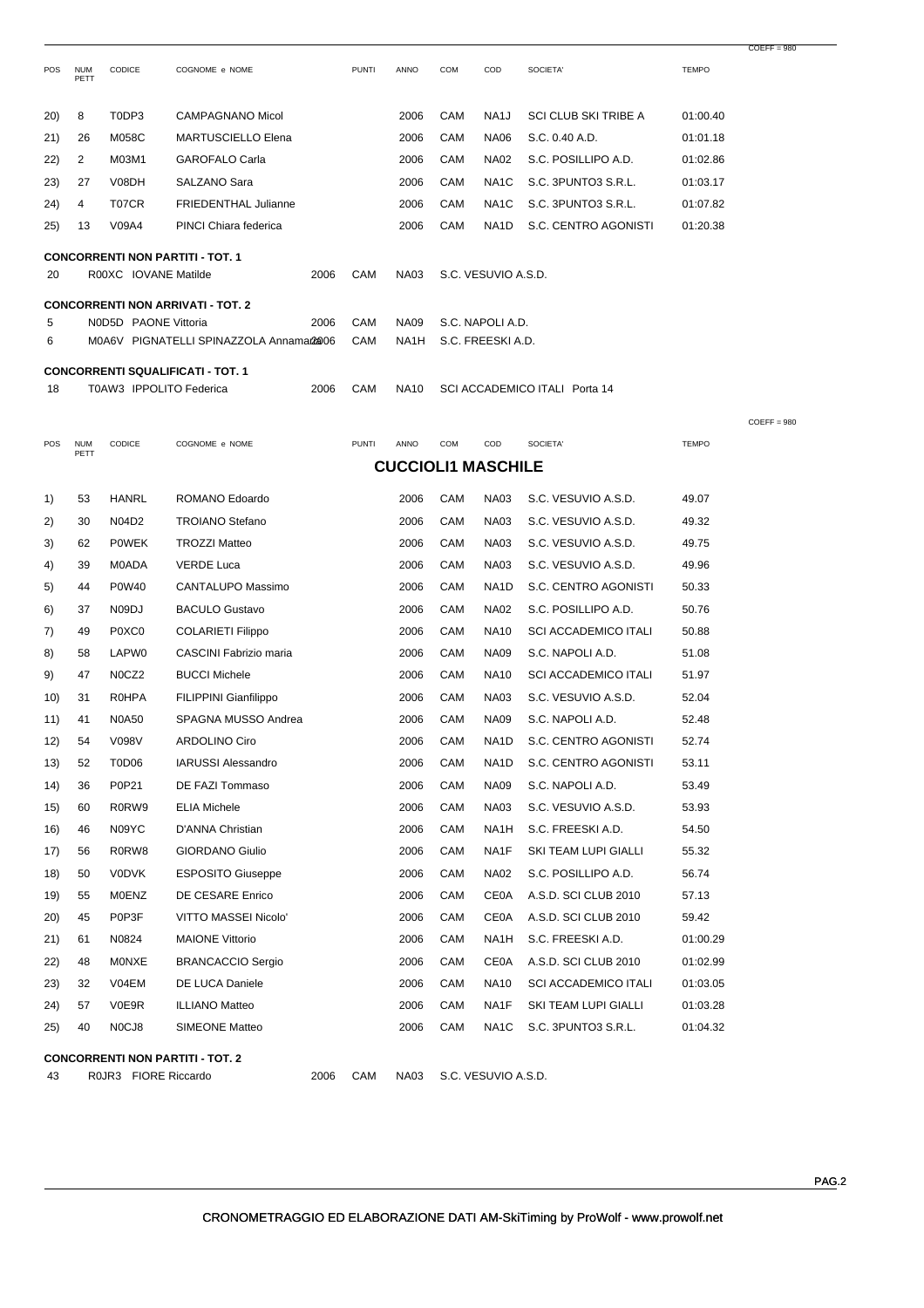COEFF = 980

| POS | NUM PETT | CODICE | COGNOME e NOME | PUNTI | ANNO | COM | COD | SOCIETA' | TEMPO |
|---|---|---|---|---|---|---|---|---|---|
| 20) | 8 | T0DP3 | CAMPAGNANO Micol | | 2006 | CAM | NA1J | SCI CLUB SKI TRIBE A | 01:00.40 |
| 21) | 26 | M058C | MARTUSCIELLO Elena | | 2006 | CAM | NA06 | S.C. 0.40 A.D. | 01:01.18 |
| 22) | 2 | M03M1 | GAROFALO Carla | | 2006 | CAM | NA02 | S.C. POSILLIPO A.D. | 01:02.86 |
| 23) | 27 | V08DH | SALZANO Sara | | 2006 | CAM | NA1C | S.C. 3PUNTO3 S.R.L. | 01:03.17 |
| 24) | 4 | T07CR | FRIEDENTHAL Julianne | | 2006 | CAM | NA1C | S.C. 3PUNTO3 S.R.L. | 01:07.82 |
| 25) | 13 | V09A4 | PINCI Chiara federica | | 2006 | CAM | NA1D | S.C. CENTRO AGONISTI | 01:20.38 |

**CONCORRENTI NON PARTITI - TOT. 1**

| NUM PETT | CODICE | COGNOME e NOME | ANNO | COM | COD | SOCIETA' |
|---|---|---|---|---|---|---|
| 20 | R00XC | IOVANE Matilde | 2006 | CAM | NA03 | S.C. VESUVIO A.S.D. |

**CONCORRENTI NON ARRIVATI - TOT. 2**

| NUM PETT | CODICE | COGNOME e NOME | ANNO | COM | COD | SOCIETA' |
|---|---|---|---|---|---|---|
| 5 | N0D5D | PAONE Vittoria | 2006 | CAM | NA09 | S.C. NAPOLI A.D. |
| 6 | M0A6V | PIGNATELLI SPINAZZOLA Annamaria | 2006 | CAM | NA1H | S.C. FREESKI A.D. |

**CONCORRENTI SQUALIFICATI - TOT. 1**

| NUM PETT | CODICE | COGNOME e NOME | ANNO | COM | COD | SOCIETA' |
|---|---|---|---|---|---|---|
| 18 | T0AW3 | IPPOLITO Federica | 2006 | CAM | NA10 | SCI ACCADEMICO ITALI Porta 14 |

COEFF = 980

## CUCCIOLI1 MASCHILE

| POS | NUM PETT | CODICE | COGNOME e NOME | PUNTI | ANNO | COM | COD | SOCIETA' | TEMPO |
|---|---|---|---|---|---|---|---|---|---|
| 1) | 53 | HANRL | ROMANO Edoardo | | 2006 | CAM | NA03 | S.C. VESUVIO A.S.D. | 49.07 |
| 2) | 30 | N04D2 | TROIANO Stefano | | 2006 | CAM | NA03 | S.C. VESUVIO A.S.D. | 49.32 |
| 3) | 62 | P0WEK | TROZZI Matteo | | 2006 | CAM | NA03 | S.C. VESUVIO A.S.D. | 49.75 |
| 4) | 39 | M0ADA | VERDE Luca | | 2006 | CAM | NA03 | S.C. VESUVIO A.S.D. | 49.96 |
| 5) | 44 | P0W40 | CANTALUPO Massimo | | 2006 | CAM | NA1D | S.C. CENTRO AGONISTI | 50.33 |
| 6) | 37 | N09DJ | BACULO Gustavo | | 2006 | CAM | NA02 | S.C. POSILLIPO A.D. | 50.76 |
| 7) | 49 | P0XC0 | COLARIETI Filippo | | 2006 | CAM | NA10 | SCI ACCADEMICO ITALI | 50.88 |
| 8) | 58 | LAPW0 | CASCINI Fabrizio maria | | 2006 | CAM | NA09 | S.C. NAPOLI A.D. | 51.08 |
| 9) | 47 | N0CZ2 | BUCCI Michele | | 2006 | CAM | NA10 | SCI ACCADEMICO ITALI | 51.97 |
| 10) | 31 | R0HPA | FILIPPINI Gianfilippo | | 2006 | CAM | NA03 | S.C. VESUVIO A.S.D. | 52.04 |
| 11) | 41 | N0A50 | SPAGNA MUSSO Andrea | | 2006 | CAM | NA09 | S.C. NAPOLI A.D. | 52.48 |
| 12) | 54 | V098V | ARDOLINO Ciro | | 2006 | CAM | NA1D | S.C. CENTRO AGONISTI | 52.74 |
| 13) | 52 | T0D06 | IARUSSI Alessandro | | 2006 | CAM | NA1D | S.C. CENTRO AGONISTI | 53.11 |
| 14) | 36 | P0P21 | DE FAZI Tommaso | | 2006 | CAM | NA09 | S.C. NAPOLI A.D. | 53.49 |
| 15) | 60 | R0RW9 | ELIA Michele | | 2006 | CAM | NA03 | S.C. VESUVIO A.S.D. | 53.93 |
| 16) | 46 | N09YC | D'ANNA Christian | | 2006 | CAM | NA1H | S.C. FREESKI A.D. | 54.50 |
| 17) | 56 | R0RW8 | GIORDANO Giulio | | 2006 | CAM | NA1F | SKI TEAM LUPI GIALLI | 55.32 |
| 18) | 50 | V0DVK | ESPOSITO Giuseppe | | 2006 | CAM | NA02 | S.C. POSILLIPO A.D. | 56.74 |
| 19) | 55 | M0ENZ | DE CESARE Enrico | | 2006 | CAM | CE0A | A.S.D. SCI CLUB 2010 | 57.13 |
| 20) | 45 | P0P3F | VITTO MASSEI Nicolo' | | 2006 | CAM | CE0A | A.S.D. SCI CLUB 2010 | 59.42 |
| 21) | 61 | N0824 | MAIONE Vittorio | | 2006 | CAM | NA1H | S.C. FREESKI A.D. | 01:00.29 |
| 22) | 48 | M0NXE | BRANCACCIO Sergio | | 2006 | CAM | CE0A | A.S.D. SCI CLUB 2010 | 01:02.99 |
| 23) | 32 | V04EM | DE LUCA Daniele | | 2006 | CAM | NA10 | SCI ACCADEMICO ITALI | 01:03.05 |
| 24) | 57 | V0E9R | ILLIANO Matteo | | 2006 | CAM | NA1F | SKI TEAM LUPI GIALLI | 01:03.28 |
| 25) | 40 | N0CJ8 | SIMEONE Matteo | | 2006 | CAM | NA1C | S.C. 3PUNTO3 S.R.L. | 01:04.32 |

**CONCORRENTI NON PARTITI - TOT. 2**

| NUM PETT | CODICE | COGNOME e NOME | ANNO | COM | COD | SOCIETA' |
|---|---|---|---|---|---|---|
| 43 | R0JR3 | FIORE Riccardo | 2006 | CAM | NA03 | S.C. VESUVIO A.S.D. |

CRONOMETRAGGIO ED ELABORAZIONE DATI AM-SkiTiming by ProWolf - www.prowolf.net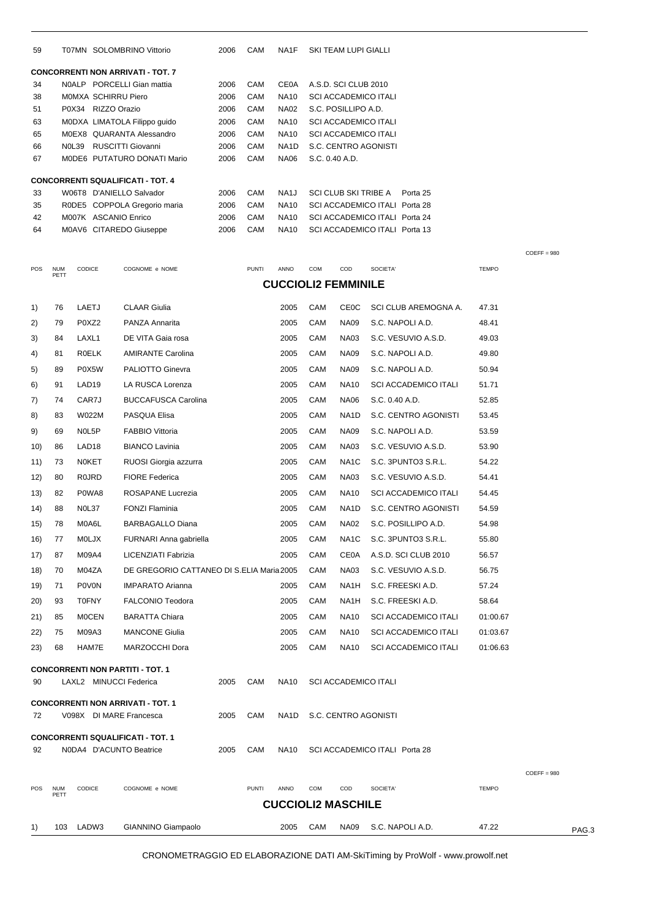| | | | | | | | |
|---|---|---|---|---|---|---|---|
| 59 | T07MN | SOLOMBRINO Vittorio | 2006 | CAM | NA1F | SKI TEAM LUPI GIALLI | |

**CONCORRENTI NON ARRIVATI - TOT. 7**

| | | | | | | |
|---|---|---|---|---|---|---|
| 34 | N0ALP | PORCELLI Gian mattia | 2006 | CAM | CE0A | A.S.D. SCI CLUB 2010 |
| 38 | M0MXA | SCHIRRU Piero | 2006 | CAM | NA10 | SCI ACCADEMICO ITALI |
| 51 | P0X34 | RIZZO Orazio | 2006 | CAM | NA02 | S.C. POSILLIPO A.D. |
| 63 | M0DXA | LIMATOLA Filippo guido | 2006 | CAM | NA10 | SCI ACCADEMICO ITALI |
| 65 | M0EX8 | QUARANTA Alessandro | 2006 | CAM | NA10 | SCI ACCADEMICO ITALI |
| 66 | N0L39 | RUSCITTI Giovanni | 2006 | CAM | NA1D | S.C. CENTRO AGONISTI |
| 67 | M0DE6 | PUTATURO DONATI Mario | 2006 | CAM | NA06 | S.C. 0.40 A.D. |

**CONCORRENTI SQUALIFICATI - TOT. 4**

| | | | | | | | |
|---|---|---|---|---|---|---|---|
| 33 | W06T8 | D'ANIELLO Salvador | 2006 | CAM | NA1J | SCI CLUB SKI TRIBE A | Porta 25 |
| 35 | R0DE5 | COPPOLA Gregorio maria | 2006 | CAM | NA10 | SCI ACCADEMICO ITALI | Porta 28 |
| 42 | M007K | ASCANIO Enrico | 2006 | CAM | NA10 | SCI ACCADEMICO ITALI | Porta 24 |
| 64 | M0AV6 | CITAREDO Giuseppe | 2006 | CAM | NA10 | SCI ACCADEMICO ITALI | Porta 13 |

COEFF = 980

## CUCCIOLI2 FEMMINILE

| POS | NUM PETT | CODICE | COGNOME e NOME | PUNTI | ANNO | COM | COD | SOCIETA' | TEMPO |
|---|---|---|---|---|---|---|---|---|---|
| 1) | 76 | LAETJ | CLAAR Giulia | | 2005 | CAM | CE0C | SCI CLUB AREMOGNA A. | 47.31 |
| 2) | 79 | P0XZ2 | PANZA Annarita | | 2005 | CAM | NA09 | S.C. NAPOLI A.D. | 48.41 |
| 3) | 84 | LAXL1 | DE VITA Gaia rosa | | 2005 | CAM | NA03 | S.C. VESUVIO A.S.D. | 49.03 |
| 4) | 81 | R0ELK | AMIRANTE Carolina | | 2005 | CAM | NA09 | S.C. NAPOLI A.D. | 49.80 |
| 5) | 89 | P0X5W | PALIOTTO Ginevra | | 2005 | CAM | NA09 | S.C. NAPOLI A.D. | 50.94 |
| 6) | 91 | LAD19 | LA RUSCA Lorenza | | 2005 | CAM | NA10 | SCI ACCADEMICO ITALI | 51.71 |
| 7) | 74 | CAR7J | BUCCAFUSCA Carolina | | 2005 | CAM | NA06 | S.C. 0.40 A.D. | 52.85 |
| 8) | 83 | W022M | PASQUA Elisa | | 2005 | CAM | NA1D | S.C. CENTRO AGONISTI | 53.45 |
| 9) | 69 | N0L5P | FABBIO Vittoria | | 2005 | CAM | NA09 | S.C. NAPOLI A.D. | 53.59 |
| 10) | 86 | LAD18 | BIANCO Lavinia | | 2005 | CAM | NA03 | S.C. VESUVIO A.S.D. | 53.90 |
| 11) | 73 | N0KET | RUOSI Giorgia azzurra | | 2005 | CAM | NA1C | S.C. 3PUNTO3 S.R.L. | 54.22 |
| 12) | 80 | R0JRD | FIORE Federica | | 2005 | CAM | NA03 | S.C. VESUVIO A.S.D. | 54.41 |
| 13) | 82 | P0WA8 | ROSAPANE Lucrezia | | 2005 | CAM | NA10 | SCI ACCADEMICO ITALI | 54.45 |
| 14) | 88 | N0L37 | FONZI Flaminia | | 2005 | CAM | NA1D | S.C. CENTRO AGONISTI | 54.59 |
| 15) | 78 | M0A6L | BARBAGALLO Diana | | 2005 | CAM | NA02 | S.C. POSILLIPO A.D. | 54.98 |
| 16) | 77 | M0LJX | FURNARI Anna gabriella | | 2005 | CAM | NA1C | S.C. 3PUNTO3 S.R.L. | 55.80 |
| 17) | 87 | M09A4 | LICENZIATI Fabrizia | | 2005 | CAM | CE0A | A.S.D. SCI CLUB 2010 | 56.57 |
| 18) | 70 | M04ZA | DE GREGORIO CATTANEO DI S.ELIA Maria | | 2005 | CAM | NA03 | S.C. VESUVIO A.S.D. | 56.75 |
| 19) | 71 | P0V0N | IMPARATO Arianna | | 2005 | CAM | NA1H | S.C. FREESKI A.D. | 57.24 |
| 20) | 93 | T0FNY | FALCONIO Teodora | | 2005 | CAM | NA1H | S.C. FREESKI A.D. | 58.64 |
| 21) | 85 | M0CEN | BARATTA Chiara | | 2005 | CAM | NA10 | SCI ACCADEMICO ITALI | 01:00.67 |
| 22) | 75 | M09A3 | MANCONE Giulia | | 2005 | CAM | NA10 | SCI ACCADEMICO ITALI | 01:03.67 |
| 23) | 68 | HAM7E | MARZOCCHI Dora | | 2005 | CAM | NA10 | SCI ACCADEMICO ITALI | 01:06.63 |

**CONCORRENTI NON PARTITI - TOT. 1**

| | | | | | | |
|---|---|---|---|---|---|---|
| 90 | LAXL2 | MINUCCI Federica | 2005 | CAM | NA10 | SCI ACCADEMICO ITALI |

**CONCORRENTI NON ARRIVATI - TOT. 1**

| | | | | | | |
|---|---|---|---|---|---|---|
| 72 | V098X | DI MARE Francesca | 2005 | CAM | NA1D | S.C. CENTRO AGONISTI |

**CONCORRENTI SQUALIFICATI - TOT. 1**

| | | | | | | | |
|---|---|---|---|---|---|---|---|
| 92 | N0DA4 | D'ACUNTO Beatrice | 2005 | CAM | NA10 | SCI ACCADEMICO ITALI | Porta 28 |

COEFF = 980

## CUCCIOLI2 MASCHILE

| POS | NUM PETT | CODICE | COGNOME e NOME | PUNTI | ANNO | COM | COD | SOCIETA' | TEMPO |
|---|---|---|---|---|---|---|---|---|---|
| 1) | 103 | LADW3 | GIANNINO Giampaolo | | 2005 | CAM | NA09 | S.C. NAPOLI A.D. | 47.22 |

CRONOMETRAGGIO ED ELABORAZIONE DATI AM-SkiTiming by ProWolf - www.prowolf.net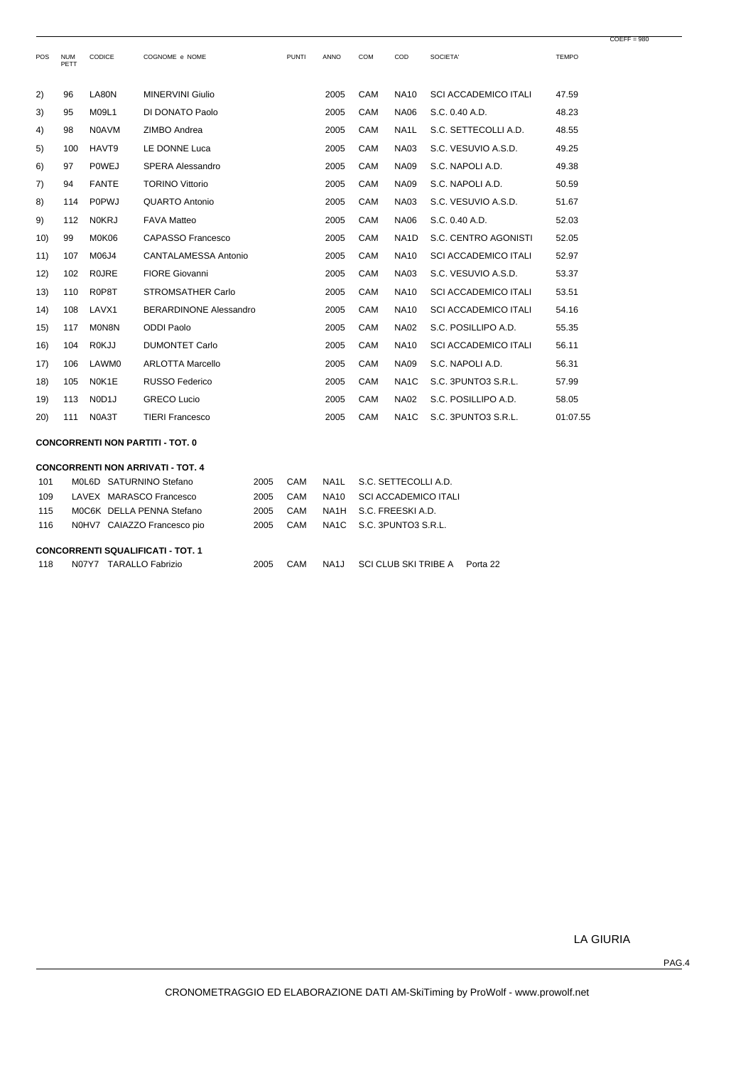COEFF = 980

| POS | NUM PETT | CODICE | COGNOME e NOME | PUNTI | ANNO | COM | COD | SOCIETA' | TEMPO |
|---|---|---|---|---|---|---|---|---|---|
| 2) | 96 | LA80N | MINERVINI Giulio | | 2005 | CAM | NA10 | SCI ACCADEMICO ITALI | 47.59 |
| 3) | 95 | M09L1 | DI DONATO Paolo | | 2005 | CAM | NA06 | S.C. 0.40 A.D. | 48.23 |
| 4) | 98 | N0AVM | ZIMBO Andrea | | 2005 | CAM | NA1L | S.C. SETTECOLLI A.D. | 48.55 |
| 5) | 100 | HAVT9 | LE DONNE Luca | | 2005 | CAM | NA03 | S.C. VESUVIO A.S.D. | 49.25 |
| 6) | 97 | P0WEJ | SPERA Alessandro | | 2005 | CAM | NA09 | S.C. NAPOLI A.D. | 49.38 |
| 7) | 94 | FANTE | TORINO Vittorio | | 2005 | CAM | NA09 | S.C. NAPOLI A.D. | 50.59 |
| 8) | 114 | P0PWJ | QUARTO Antonio | | 2005 | CAM | NA03 | S.C. VESUVIO A.S.D. | 51.67 |
| 9) | 112 | N0KRJ | FAVA Matteo | | 2005 | CAM | NA06 | S.C. 0.40 A.D. | 52.03 |
| 10) | 99 | M0K06 | CAPASSO Francesco | | 2005 | CAM | NA1D | S.C. CENTRO AGONISTI | 52.05 |
| 11) | 107 | M06J4 | CANTALAMESSA Antonio | | 2005 | CAM | NA10 | SCI ACCADEMICO ITALI | 52.97 |
| 12) | 102 | R0JRE | FIORE Giovanni | | 2005 | CAM | NA03 | S.C. VESUVIO A.S.D. | 53.37 |
| 13) | 110 | R0P8T | STROMSATHER Carlo | | 2005 | CAM | NA10 | SCI ACCADEMICO ITALI | 53.51 |
| 14) | 108 | LAVX1 | BERARDINONE Alessandro | | 2005 | CAM | NA10 | SCI ACCADEMICO ITALI | 54.16 |
| 15) | 117 | M0N8N | ODDI Paolo | | 2005 | CAM | NA02 | S.C. POSILLIPO A.D. | 55.35 |
| 16) | 104 | R0KJJ | DUMONTET Carlo | | 2005 | CAM | NA10 | SCI ACCADEMICO ITALI | 56.11 |
| 17) | 106 | LAWM0 | ARLOTTA Marcello | | 2005 | CAM | NA09 | S.C. NAPOLI A.D. | 56.31 |
| 18) | 105 | N0K1E | RUSSO Federico | | 2005 | CAM | NA1C | S.C. 3PUNTO3 S.R.L. | 57.99 |
| 19) | 113 | N0D1J | GRECO Lucio | | 2005 | CAM | NA02 | S.C. POSILLIPO A.D. | 58.05 |
| 20) | 111 | N0A3T | TIERI Francesco | | 2005 | CAM | NA1C | S.C. 3PUNTO3 S.R.L. | 01:07.55 |

**CONCORRENTI NON PARTITI - TOT. 0**

**CONCORRENTI NON ARRIVATI - TOT. 4**

| NUM | CODICE | COGNOME e NOME | ANNO | COM | COD | SOCIETA' |
|---|---|---|---|---|---|---|
| 101 | M0L6D | SATURNINO Stefano | 2005 | CAM | NA1L | S.C. SETTECOLLI A.D. |
| 109 | LAVEX | MARASCO Francesco | 2005 | CAM | NA10 | SCI ACCADEMICO ITALI |
| 115 | M0C6K | DELLA PENNA Stefano | 2005 | CAM | NA1H | S.C. FREESKI A.D. |
| 116 | N0HV7 | CAIAZZO Francesco pio | 2005 | CAM | NA1C | S.C. 3PUNTO3 S.R.L. |

**CONCORRENTI SQUALIFICATI - TOT. 1**

| NUM | CODICE | COGNOME e NOME | ANNO | COM | COD | SOCIETA' | |
|---|---|---|---|---|---|---|---|
| 118 | N07Y7 | TARALLO Fabrizio | 2005 | CAM | NA1J | SCI CLUB SKI TRIBE A | Porta 22 |

LA GIURIA

CRONOMETRAGGIO ED ELABORAZIONE DATI AM-SkiTiming by ProWolf - www.prowolf.net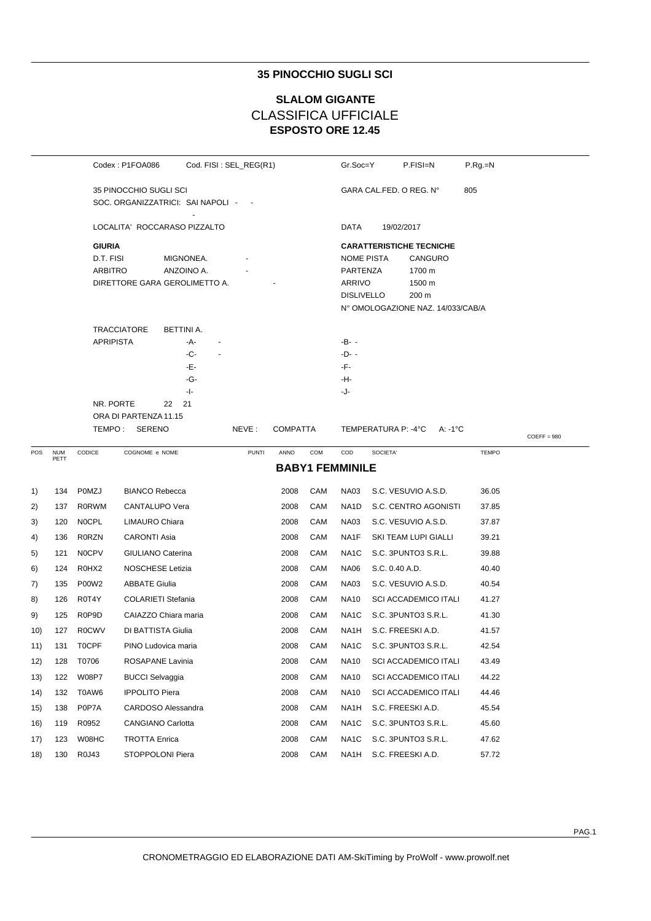## 35 PINOCCHIO SUGLI SCI

### SLALOM GIGANTE
### CLASSIFICA UFFICIALE
### ESPOSTO ORE 12.45

Codex : P1FOA086 Cod. FISI : SEL_REG(R1) Gr.Soc=Y P.FISI=N P.Rg.=N

35 PINOCCHIO SUGLI SCI
SOC. ORGANIZZATRICI: SAI NAPOLI - -
-

GARA CAL.FED. O REG. N° 805

LOCALITA' ROCCARASO PIZZALTO

DATA 19/02/2017

**GIURIA**
D.T. FISI MIGNONEA. -
ARBITRO ANZOINO A. -
DIRETTORE GARA GEROLIMETTO A. -

**CARATTERISTICHE TECNICHE**
NOME PISTA CANGURO
PARTENZA 1700 m
ARRIVO 1500 m
DISLIVELLO 200 m
N° OMOLOGAZIONE NAZ. 14/033/CAB/A

TRACCIATORE BETTINI A.
APRIPISTA -A- - -B- -
-C- - -D- -
-E- -F-
-G- -H-
-I- -J-
NR. PORTE 22 21
ORA DI PARTENZA 11.15
TEMPO : SERENO NEVE : COMPATTA TEMPERATURA P: -4°C A: -1°C

COEFF = 980

**BABY1 FEMMINILE**

| POS | NUM PETT | CODICE | COGNOME e NOME | PUNTI | ANNO | COM | COD | SOCIETA' | TEMPO |
|---|---|---|---|---|---|---|---|---|---|
| 1) | 134 | P0MZJ | BIANCO Rebecca | | 2008 | CAM | NA03 | S.C. VESUVIO A.S.D. | 36.05 |
| 2) | 137 | R0RWM | CANTALUPO Vera | | 2008 | CAM | NA1D | S.C. CENTRO AGONISTI | 37.85 |
| 3) | 120 | N0CPL | LIMAURO Chiara | | 2008 | CAM | NA03 | S.C. VESUVIO A.S.D. | 37.87 |
| 4) | 136 | R0RZN | CARONTI Asia | | 2008 | CAM | NA1F | SKI TEAM LUPI GIALLI | 39.21 |
| 5) | 121 | N0CPV | GIULIANO Caterina | | 2008 | CAM | NA1C | S.C. 3PUNTO3 S.R.L. | 39.88 |
| 6) | 124 | R0HX2 | NOSCHESE Letizia | | 2008 | CAM | NA06 | S.C. 0.40 A.D. | 40.40 |
| 7) | 135 | P00W2 | ABBATE Giulia | | 2008 | CAM | NA03 | S.C. VESUVIO A.S.D. | 40.54 |
| 8) | 126 | R0T4Y | COLARIETI Stefania | | 2008 | CAM | NA10 | SCI ACCADEMICO ITALI | 41.27 |
| 9) | 125 | R0P9D | CAIAZZO Chiara maria | | 2008 | CAM | NA1C | S.C. 3PUNTO3 S.R.L. | 41.30 |
| 10) | 127 | R0CWV | DI BATTISTA Giulia | | 2008 | CAM | NA1H | S.C. FREESKI A.D. | 41.57 |
| 11) | 131 | T0CPF | PINO Ludovica maria | | 2008 | CAM | NA1C | S.C. 3PUNTO3 S.R.L. | 42.54 |
| 12) | 128 | T0706 | ROSAPANE Lavinia | | 2008 | CAM | NA10 | SCI ACCADEMICO ITALI | 43.49 |
| 13) | 122 | W08P7 | BUCCI Selvaggia | | 2008 | CAM | NA10 | SCI ACCADEMICO ITALI | 44.22 |
| 14) | 132 | T0AW6 | IPPOLITO Piera | | 2008 | CAM | NA10 | SCI ACCADEMICO ITALI | 44.46 |
| 15) | 138 | P0P7A | CARDOSO Alessandra | | 2008 | CAM | NA1H | S.C. FREESKI A.D. | 45.54 |
| 16) | 119 | R0952 | CANGIANO Carlotta | | 2008 | CAM | NA1C | S.C. 3PUNTO3 S.R.L. | 45.60 |
| 17) | 123 | W08HC | TROTTA Enrica | | 2008 | CAM | NA1C | S.C. 3PUNTO3 S.R.L. | 47.62 |
| 18) | 130 | R0J43 | STOPPOLONI Piera | | 2008 | CAM | NA1H | S.C. FREESKI A.D. | 57.72 |

CRONOMETRAGGIO ED ELABORAZIONE DATI AM-SkiTiming by ProWolf - www.prowolf.net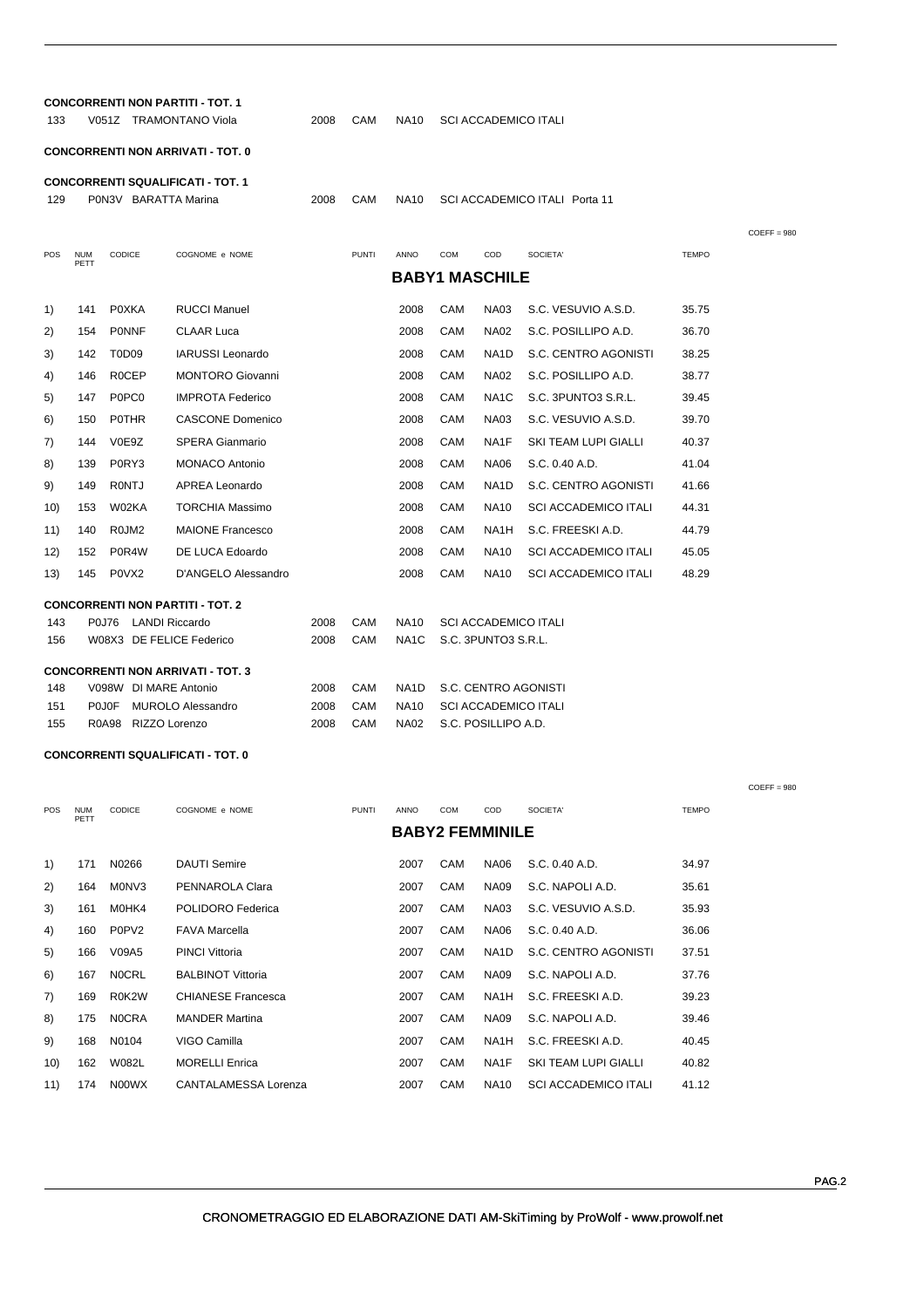**CONCORRENTI NON PARTITI - TOT. 1**

| | | | | | | |
|---|---|---|---|---|---|---|
| 133 | V051Z | TRAMONTANO Viola | 2008 | CAM | NA10 | SCI ACCADEMICO ITALI |

**CONCORRENTI NON ARRIVATI - TOT. 0**

**CONCORRENTI SQUALIFICATI - TOT. 1**

| | | | | | | |
|---|---|---|---|---|---|---|
| 129 | P0N3V | BARATTA Marina | 2008 | CAM | NA10 | SCI ACCADEMICO ITALI Porta 11 |

COEFF = 980

## BABY1 MASCHILE

| POS | NUM PETT | CODICE | COGNOME e NOME | PUNTI | ANNO | COM | COD | SOCIETA' | TEMPO |
|---|---|---|---|---|---|---|---|---|---|
| 1) | 141 | P0XKA | RUCCI Manuel | | 2008 | CAM | NA03 | S.C. VESUVIO A.S.D. | 35.75 |
| 2) | 154 | P0NNF | CLAAR Luca | | 2008 | CAM | NA02 | S.C. POSILLIPO A.D. | 36.70 |
| 3) | 142 | T0D09 | IARUSSI Leonardo | | 2008 | CAM | NA1D | S.C. CENTRO AGONISTI | 38.25 |
| 4) | 146 | R0CEP | MONTORO Giovanni | | 2008 | CAM | NA02 | S.C. POSILLIPO A.D. | 38.77 |
| 5) | 147 | P0PC0 | IMPROTA Federico | | 2008 | CAM | NA1C | S.C. 3PUNTO3 S.R.L. | 39.45 |
| 6) | 150 | P0THR | CASCONE Domenico | | 2008 | CAM | NA03 | S.C. VESUVIO A.S.D. | 39.70 |
| 7) | 144 | V0E9Z | SPERA Gianmario | | 2008 | CAM | NA1F | SKI TEAM LUPI GIALLI | 40.37 |
| 8) | 139 | P0RY3 | MONACO Antonio | | 2008 | CAM | NA06 | S.C. 0.40 A.D. | 41.04 |
| 9) | 149 | R0NTJ | APREA Leonardo | | 2008 | CAM | NA1D | S.C. CENTRO AGONISTI | 41.66 |
| 10) | 153 | W02KA | TORCHIA Massimo | | 2008 | CAM | NA10 | SCI ACCADEMICO ITALI | 44.31 |
| 11) | 140 | R0JM2 | MAIONE Francesco | | 2008 | CAM | NA1H | S.C. FREESKI A.D. | 44.79 |
| 12) | 152 | P0R4W | DE LUCA Edoardo | | 2008 | CAM | NA10 | SCI ACCADEMICO ITALI | 45.05 |
| 13) | 145 | P0VX2 | D'ANGELO Alessandro | | 2008 | CAM | NA10 | SCI ACCADEMICO ITALI | 48.29 |

**CONCORRENTI NON PARTITI - TOT. 2**

| | | | | | | |
|---|---|---|---|---|---|---|
| 143 | P0J76 | LANDI Riccardo | 2008 | CAM | NA10 | SCI ACCADEMICO ITALI |
| 156 | W08X3 | DE FELICE Federico | 2008 | CAM | NA1C | S.C. 3PUNTO3 S.R.L. |

**CONCORRENTI NON ARRIVATI - TOT. 3**

| | | | | | | |
|---|---|---|---|---|---|---|
| 148 | V098W | DI MARE Antonio | 2008 | CAM | NA1D | S.C. CENTRO AGONISTI |
| 151 | P0J0F | MUROLO Alessandro | 2008 | CAM | NA10 | SCI ACCADEMICO ITALI |
| 155 | R0A98 | RIZZO Lorenzo | 2008 | CAM | NA02 | S.C. POSILLIPO A.D. |

**CONCORRENTI SQUALIFICATI - TOT. 0**

COEFF = 980

## BABY2 FEMMINILE

| POS | NUM PETT | CODICE | COGNOME e NOME | PUNTI | ANNO | COM | COD | SOCIETA' | TEMPO |
|---|---|---|---|---|---|---|---|---|---|
| 1) | 171 | N0266 | DAUTI Semire | | 2007 | CAM | NA06 | S.C. 0.40 A.D. | 34.97 |
| 2) | 164 | M0NV3 | PENNAROLA Clara | | 2007 | CAM | NA09 | S.C. NAPOLI A.D. | 35.61 |
| 3) | 161 | M0HK4 | POLIDORO Federica | | 2007 | CAM | NA03 | S.C. VESUVIO A.S.D. | 35.93 |
| 4) | 160 | P0PV2 | FAVA Marcella | | 2007 | CAM | NA06 | S.C. 0.40 A.D. | 36.06 |
| 5) | 166 | V09A5 | PINCI Vittoria | | 2007 | CAM | NA1D | S.C. CENTRO AGONISTI | 37.51 |
| 6) | 167 | N0CRL | BALBINOT Vittoria | | 2007 | CAM | NA09 | S.C. NAPOLI A.D. | 37.76 |
| 7) | 169 | R0K2W | CHIANESE Francesca | | 2007 | CAM | NA1H | S.C. FREESKI A.D. | 39.23 |
| 8) | 175 | N0CRA | MANDER Martina | | 2007 | CAM | NA09 | S.C. NAPOLI A.D. | 39.46 |
| 9) | 168 | N0104 | VIGO Camilla | | 2007 | CAM | NA1H | S.C. FREESKI A.D. | 40.45 |
| 10) | 162 | W082L | MORELLI Enrica | | 2007 | CAM | NA1F | SKI TEAM LUPI GIALLI | 40.82 |
| 11) | 174 | N00WX | CANTALAMESSA Lorenza | | 2007 | CAM | NA10 | SCI ACCADEMICO ITALI | 41.12 |

CRONOMETRAGGIO ED ELABORAZIONE DATI AM-SkiTiming by ProWolf - www.prowolf.net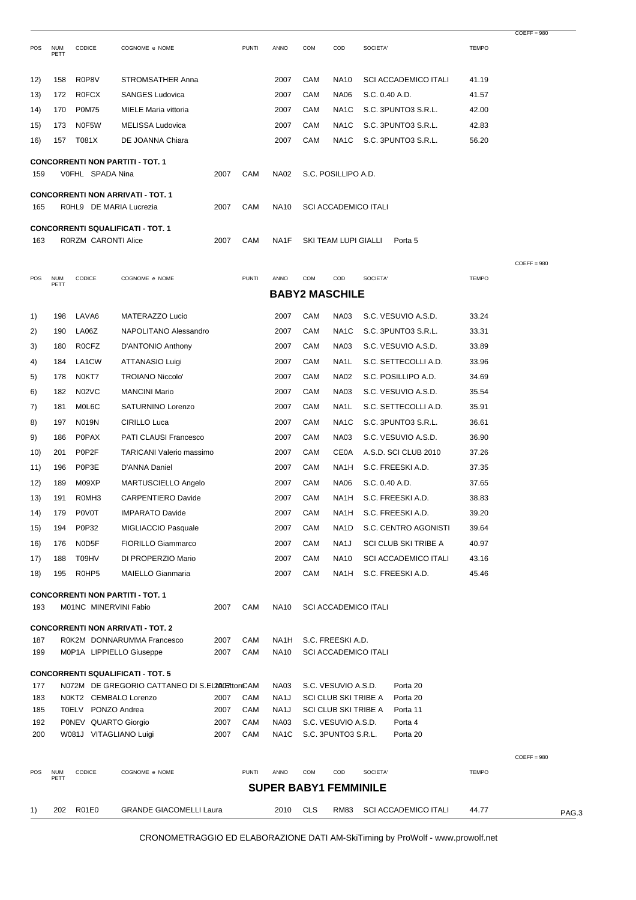COEFF = 980

| POS | NUM PETT | CODICE | COGNOME e NOME | PUNTI | ANNO | COM | COD | SOCIETA' | TEMPO |
|---|---|---|---|---|---|---|---|---|---|
| 12) | 158 | R0P8V | STROMSATHER Anna | | 2007 | CAM | NA10 | SCI ACCADEMICO ITALI | 41.19 |
| 13) | 172 | R0FCX | SANGES Ludovica | | 2007 | CAM | NA06 | S.C. 0.40 A.D. | 41.57 |
| 14) | 170 | P0M75 | MIELE Maria vittoria | | 2007 | CAM | NA1C | S.C. 3PUNTO3 S.R.L. | 42.00 |
| 15) | 173 | N0F5W | MELISSA Ludovica | | 2007 | CAM | NA1C | S.C. 3PUNTO3 S.R.L. | 42.83 |
| 16) | 157 | T081X | DE JOANNA Chiara | | 2007 | CAM | NA1C | S.C. 3PUNTO3 S.R.L. | 56.20 |

**CONCORRENTI NON PARTITI - TOT. 1**

159 V0FHL SPADA Nina 2007 CAM NA02 S.C. POSILLIPO A.D.

**CONCORRENTI NON ARRIVATI - TOT. 1**

165 R0HL9 DE MARIA Lucrezia 2007 CAM NA10 SCI ACCADEMICO ITALI

**CONCORRENTI SQUALIFICATI - TOT. 1**

163 R0RZM CARONTI Alice 2007 CAM NA1F SKI TEAM LUPI GIALLI Porta 5

COEFF = 980

## BABY2 MASCHILE

| POS | NUM PETT | CODICE | COGNOME e NOME | PUNTI | ANNO | COM | COD | SOCIETA' | TEMPO |
|---|---|---|---|---|---|---|---|---|---|
| 1) | 198 | LAVA6 | MATERAZZO Lucio | | 2007 | CAM | NA03 | S.C. VESUVIO A.S.D. | 33.24 |
| 2) | 190 | LA06Z | NAPOLITANO Alessandro | | 2007 | CAM | NA1C | S.C. 3PUNTO3 S.R.L. | 33.31 |
| 3) | 180 | R0CFZ | D'ANTONIO Anthony | | 2007 | CAM | NA03 | S.C. VESUVIO A.S.D. | 33.89 |
| 4) | 184 | LA1CW | ATTANASIO Luigi | | 2007 | CAM | NA1L | S.C. SETTECOLLI A.D. | 33.96 |
| 5) | 178 | N0KT7 | TROIANO Niccolo' | | 2007 | CAM | NA02 | S.C. POSILLIPO A.D. | 34.69 |
| 6) | 182 | N02VC | MANCINI Mario | | 2007 | CAM | NA03 | S.C. VESUVIO A.S.D. | 35.54 |
| 7) | 181 | M0L6C | SATURNINO Lorenzo | | 2007 | CAM | NA1L | S.C. SETTECOLLI A.D. | 35.91 |
| 8) | 197 | N019N | CIRILLO Luca | | 2007 | CAM | NA1C | S.C. 3PUNTO3 S.R.L. | 36.61 |
| 9) | 186 | P0PAX | PATI CLAUSI Francesco | | 2007 | CAM | NA03 | S.C. VESUVIO A.S.D. | 36.90 |
| 10) | 201 | P0P2F | TARICANI Valerio massimo | | 2007 | CAM | CE0A | A.S.D. SCI CLUB 2010 | 37.26 |
| 11) | 196 | P0P3E | D'ANNA Daniel | | 2007 | CAM | NA1H | S.C. FREESKI A.D. | 37.35 |
| 12) | 189 | M09XP | MARTUSCIELLO Angelo | | 2007 | CAM | NA06 | S.C. 0.40 A.D. | 37.65 |
| 13) | 191 | R0MH3 | CARPENTIERO Davide | | 2007 | CAM | NA1H | S.C. FREESKI A.D. | 38.83 |
| 14) | 179 | P0V0T | IMPARATO Davide | | 2007 | CAM | NA1H | S.C. FREESKI A.D. | 39.20 |
| 15) | 194 | P0P32 | MIGLIACCIO Pasquale | | 2007 | CAM | NA1D | S.C. CENTRO AGONISTI | 39.64 |
| 16) | 176 | N0D5F | FIORILLO Giammarco | | 2007 | CAM | NA1J | SCI CLUB SKI TRIBE A | 40.97 |
| 17) | 188 | T09HV | DI PROPERZIO Mario | | 2007 | CAM | NA10 | SCI ACCADEMICO ITALI | 43.16 |
| 18) | 195 | R0HP5 | MAIELLO Gianmaria | | 2007 | CAM | NA1H | S.C. FREESKI A.D. | 45.46 |

**CONCORRENTI NON PARTITI - TOT. 1**

193 M01NC MINERVINI Fabio 2007 CAM NA10 SCI ACCADEMICO ITALI

**CONCORRENTI NON ARRIVATI - TOT. 2**

187 R0K2M DONNARUMMA Francesco 2007 CAM NA1H S.C. FREESKI A.D.
199 M0P1A LIPPIELLO Giuseppe 2007 CAM NA10 SCI ACCADEMICO ITALI

**CONCORRENTI SQUALIFICATI - TOT. 5**

177 N072M DE GREGORIO CATTANEO DI S.ELIA Ettore 2007 CAM NA03 S.C. VESUVIO A.S.D. Porta 20
183 N0KT2 CEMBALO Lorenzo 2007 CAM NA1J SCI CLUB SKI TRIBE A Porta 20
185 T0ELV PONZO Andrea 2007 CAM NA1J SCI CLUB SKI TRIBE A Porta 11
192 P0NEV QUARTO Giorgio 2007 CAM NA03 S.C. VESUVIO A.S.D. Porta 4
200 W081J VITAGLIANO Luigi 2007 CAM NA1C S.C. 3PUNTO3 S.R.L. Porta 20

COEFF = 980

## SUPER BABY1 FEMMINILE

| POS | NUM PETT | CODICE | COGNOME e NOME | PUNTI | ANNO | COM | COD | SOCIETA' | TEMPO |
|---|---|---|---|---|---|---|---|---|---|
| 1) | 202 | R01E0 | GRANDE GIACOMELLI Laura | | 2010 | CLS | RM83 | SCI ACCADEMICO ITALI | 44.77 |

CRONOMETRAGGIO ED ELABORAZIONE DATI AM-SkiTiming by ProWolf - www.prowolf.net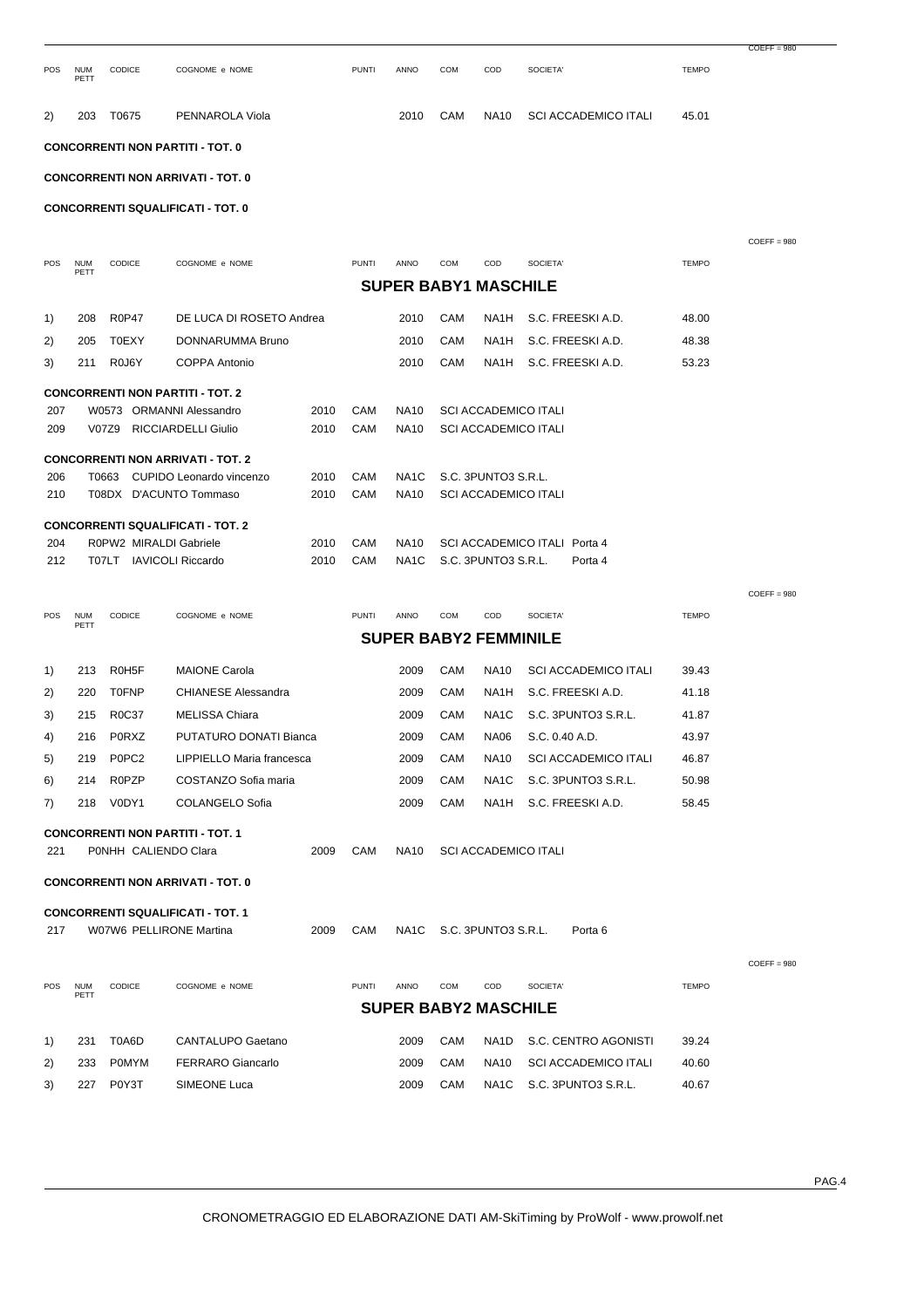COEFF = 980

| POS | NUM PETT | CODICE | COGNOME e NOME | PUNTI | ANNO | COM | COD | SOCIETA' | TEMPO |
|---|---|---|---|---|---|---|---|---|---|
| 2) | 203 | T0675 | PENNAROLA Viola | | 2010 | CAM | NA10 | SCI ACCADEMICO ITALI | 45.01 |

**CONCORRENTI NON PARTITI - TOT. 0**

**CONCORRENTI NON ARRIVATI - TOT. 0**

**CONCORRENTI SQUALIFICATI - TOT. 0**

COEFF = 980

## SUPER BABY1 MASCHILE

| POS | NUM PETT | CODICE | COGNOME e NOME | PUNTI | ANNO | COM | COD | SOCIETA' | TEMPO |
|---|---|---|---|---|---|---|---|---|---|
| 1) | 208 | R0P47 | DE LUCA DI ROSETO Andrea | | 2010 | CAM | NA1H | S.C. FREESKI A.D. | 48.00 |
| 2) | 205 | T0EXY | DONNARUMMA Bruno | | 2010 | CAM | NA1H | S.C. FREESKI A.D. | 48.38 |
| 3) | 211 | R0J6Y | COPPA Antonio | | 2010 | CAM | NA1H | S.C. FREESKI A.D. | 53.23 |

**CONCORRENTI NON PARTITI - TOT. 2**

| | | | | | | |
|---|---|---|---|---|---|---|
| 207 | W0573 | ORMANNI Alessandro | 2010 | CAM | NA10 | SCI ACCADEMICO ITALI |
| 209 | V07Z9 | RICCIARDELLI Giulio | 2010 | CAM | NA10 | SCI ACCADEMICO ITALI |

**CONCORRENTI NON ARRIVATI - TOT. 2**

| | | | | | | |
|---|---|---|---|---|---|---|
| 206 | T0663 | CUPIDO Leonardo vincenzo | 2010 | CAM | NA1C | S.C. 3PUNTO3 S.R.L. |
| 210 | T08DX | D'ACUNTO Tommaso | 2010 | CAM | NA10 | SCI ACCADEMICO ITALI |

**CONCORRENTI SQUALIFICATI - TOT. 2**

| | | | | | | | |
|---|---|---|---|---|---|---|---|
| 204 | R0PW2 | MIRALDI Gabriele | 2010 | CAM | NA10 | SCI ACCADEMICO ITALI | Porta 4 |
| 212 | T07LT | IAVICOLI Riccardo | 2010 | CAM | NA1C | S.C. 3PUNTO3 S.R.L. | Porta 4 |

COEFF = 980

## SUPER BABY2 FEMMINILE

| POS | NUM PETT | CODICE | COGNOME e NOME | PUNTI | ANNO | COM | COD | SOCIETA' | TEMPO |
|---|---|---|---|---|---|---|---|---|---|
| 1) | 213 | R0H5F | MAIONE Carola | | 2009 | CAM | NA10 | SCI ACCADEMICO ITALI | 39.43 |
| 2) | 220 | T0FNP | CHIANESE Alessandra | | 2009 | CAM | NA1H | S.C. FREESKI A.D. | 41.18 |
| 3) | 215 | R0C37 | MELISSA Chiara | | 2009 | CAM | NA1C | S.C. 3PUNTO3 S.R.L. | 41.87 |
| 4) | 216 | P0RXZ | PUTATURO DONATI Bianca | | 2009 | CAM | NA06 | S.C. 0.40 A.D. | 43.97 |
| 5) | 219 | P0PC2 | LIPPIELLO Maria francesca | | 2009 | CAM | NA10 | SCI ACCADEMICO ITALI | 46.87 |
| 6) | 214 | R0PZP | COSTANZO Sofia maria | | 2009 | CAM | NA1C | S.C. 3PUNTO3 S.R.L. | 50.98 |
| 7) | 218 | V0DY1 | COLANGELO Sofia | | 2009 | CAM | NA1H | S.C. FREESKI A.D. | 58.45 |

**CONCORRENTI NON PARTITI - TOT. 1**

| | | | | | | |
|---|---|---|---|---|---|---|
| 221 | P0NHH | CALIENDO Clara | 2009 | CAM | NA10 | SCI ACCADEMICO ITALI |

**CONCORRENTI NON ARRIVATI - TOT. 0**

**CONCORRENTI SQUALIFICATI - TOT. 1**

| | | | | | | | |
|---|---|---|---|---|---|---|---|
| 217 | W07W6 | PELLIRONE Martina | 2009 | CAM | NA1C | S.C. 3PUNTO3 S.R.L. | Porta 6 |

COEFF = 980

## SUPER BABY2 MASCHILE

| POS | NUM PETT | CODICE | COGNOME e NOME | PUNTI | ANNO | COM | COD | SOCIETA' | TEMPO |
|---|---|---|---|---|---|---|---|---|---|
| 1) | 231 | T0A6D | CANTALUPO Gaetano | | 2009 | CAM | NA1D | S.C. CENTRO AGONISTI | 39.24 |
| 2) | 233 | P0MYM | FERRARO Giancarlo | | 2009 | CAM | NA10 | SCI ACCADEMICO ITALI | 40.60 |
| 3) | 227 | P0Y3T | SIMEONE Luca | | 2009 | CAM | NA1C | S.C. 3PUNTO3 S.R.L. | 40.67 |

CRONOMETRAGGIO ED ELABORAZIONE DATI AM-SkiTiming by ProWolf - www.prowolf.net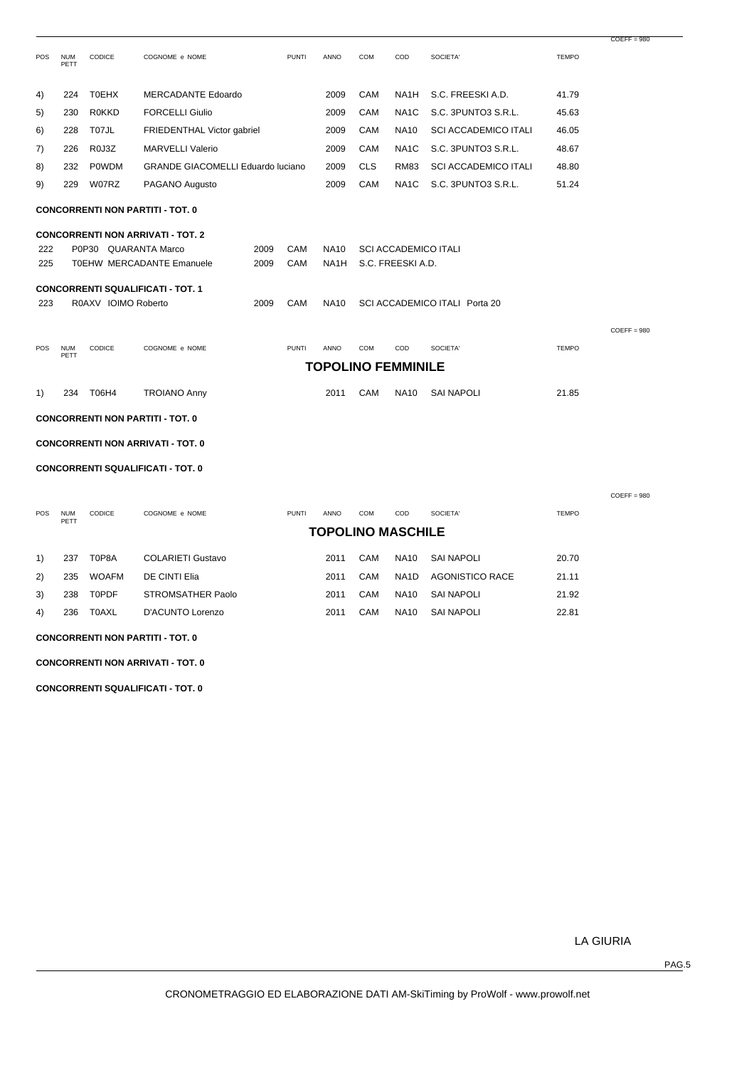COEFF = 980

| POS | NUM PETT | CODICE | COGNOME e NOME | PUNTI | ANNO | COM | COD | SOCIETA' | TEMPO |
|---|---|---|---|---|---|---|---|---|---|
| 4) | 224 | T0EHX | MERCADANTE Edoardo | | 2009 | CAM | NA1H | S.C. FREESKI A.D. | 41.79 |
| 5) | 230 | R0KKD | FORCELLI Giulio | | 2009 | CAM | NA1C | S.C. 3PUNTO3 S.R.L. | 45.63 |
| 6) | 228 | T07JL | FRIEDENTHAL Victor gabriel | | 2009 | CAM | NA10 | SCI ACCADEMICO ITALI | 46.05 |
| 7) | 226 | R0J3Z | MARVELLI Valerio | | 2009 | CAM | NA1C | S.C. 3PUNTO3 S.R.L. | 48.67 |
| 8) | 232 | P0WDM | GRANDE GIACOMELLI Eduardo luciano | | 2009 | CLS | RM83 | SCI ACCADEMICO ITALI | 48.80 |
| 9) | 229 | W07RZ | PAGANO Augusto | | 2009 | CAM | NA1C | S.C. 3PUNTO3 S.R.L. | 51.24 |

**CONCORRENTI NON PARTITI - TOT. 0**

**CONCORRENTI NON ARRIVATI - TOT. 2**

222 P0P30 QUARANTA Marco 2009 CAM NA10 SCI ACCADEMICO ITALI

225 T0EHW MERCADANTE Emanuele 2009 CAM NA1H S.C. FREESKI A.D.

**CONCORRENTI SQUALIFICATI - TOT. 1**

223 R0AXV IOIMO Roberto 2009 CAM NA10 SCI ACCADEMICO ITALI Porta 20

COEFF = 980

## TOPOLINO FEMMINILE

| POS | NUM PETT | CODICE | COGNOME e NOME | PUNTI | ANNO | COM | COD | SOCIETA' | TEMPO |
|---|---|---|---|---|---|---|---|---|---|
| 1) | 234 | T06H4 | TROIANO Anny | | 2011 | CAM | NA10 | SAI NAPOLI | 21.85 |

**CONCORRENTI NON PARTITI - TOT. 0**

**CONCORRENTI NON ARRIVATI - TOT. 0**

**CONCORRENTI SQUALIFICATI - TOT. 0**

COEFF = 980

## TOPOLINO MASCHILE

| POS | NUM PETT | CODICE | COGNOME e NOME | PUNTI | ANNO | COM | COD | SOCIETA' | TEMPO |
|---|---|---|---|---|---|---|---|---|---|
| 1) | 237 | T0P8A | COLARIETI Gustavo | | 2011 | CAM | NA10 | SAI NAPOLI | 20.70 |
| 2) | 235 | WOAFM | DE CINTI Elia | | 2011 | CAM | NA1D | AGONISTICO RACE | 21.11 |
| 3) | 238 | T0PDF | STROMSATHER Paolo | | 2011 | CAM | NA10 | SAI NAPOLI | 21.92 |
| 4) | 236 | T0AXL | D'ACUNTO Lorenzo | | 2011 | CAM | NA10 | SAI NAPOLI | 22.81 |

**CONCORRENTI NON PARTITI - TOT. 0**

**CONCORRENTI NON ARRIVATI - TOT. 0**

**CONCORRENTI SQUALIFICATI - TOT. 0**

LA GIURIA

CRONOMETRAGGIO ED ELABORAZIONE DATI AM-SkiTiming by ProWolf - www.prowolf.net